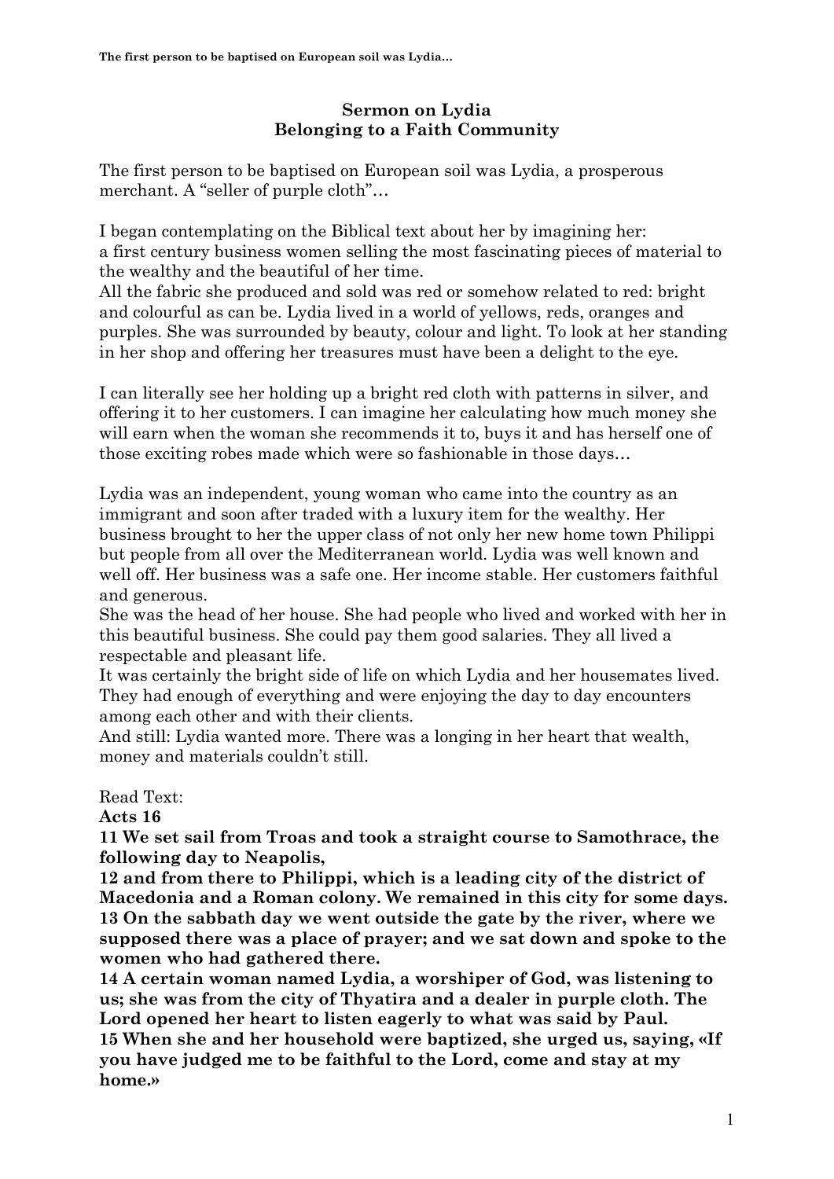**Sermon on Lydia**
**Belonging to a Faith Community**

The first person to be baptised on European soil was Lydia, a prosperous merchant. A "seller of purple cloth"…

I began contemplating on the Biblical text about her by imagining her: a first century business women selling the most fascinating pieces of material to the wealthy and the beautiful of her time.
All the fabric she produced and sold was red or somehow related to red: bright and colourful as can be. Lydia lived in a world of yellows, reds, oranges and purples. She was surrounded by beauty, colour and light. To look at her standing in her shop and offering her treasures must have been a delight to the eye.

I can literally see her holding up a bright red cloth with patterns in silver, and offering it to her customers. I can imagine her calculating how much money she will earn when the woman she recommends it to, buys it and has herself one of those exciting robes made which were so fashionable in those days…

Lydia was an independent, young woman who came into the country as an immigrant and soon after traded with a luxury item for the wealthy. Her business brought to her the upper class of not only her new home town Philippi but people from all over the Mediterranean world. Lydia was well known and well off. Her business was a safe one. Her income stable. Her customers faithful and generous.
She was the head of her house. She had people who lived and worked with her in this beautiful business. She could pay them good salaries. They all lived a respectable and pleasant life.
It was certainly the bright side of life on which Lydia and her housemates lived. They had enough of everything and were enjoying the day to day encounters among each other and with their clients.
And still: Lydia wanted more. There was a longing in her heart that wealth, money and materials couldn't still.

Read Text:
**Acts 16**
**11 We set sail from Troas and took a straight course to Samothrace, the following day to Neapolis,**
**12 and from there to Philippi, which is a leading city of the district of Macedonia and a Roman colony. We remained in this city for some days.**
**13 On the sabbath day we went outside the gate by the river, where we supposed there was a place of prayer; and we sat down and spoke to the women who had gathered there.**
**14 A certain woman named Lydia, a worshiper of God, was listening to us; she was from the city of Thyatira and a dealer in purple cloth. The Lord opened her heart to listen eagerly to what was said by Paul.**
**15 When she and her household were baptized, she urged us, saying, «If you have judged me to be faithful to the Lord, come and stay at my home.»**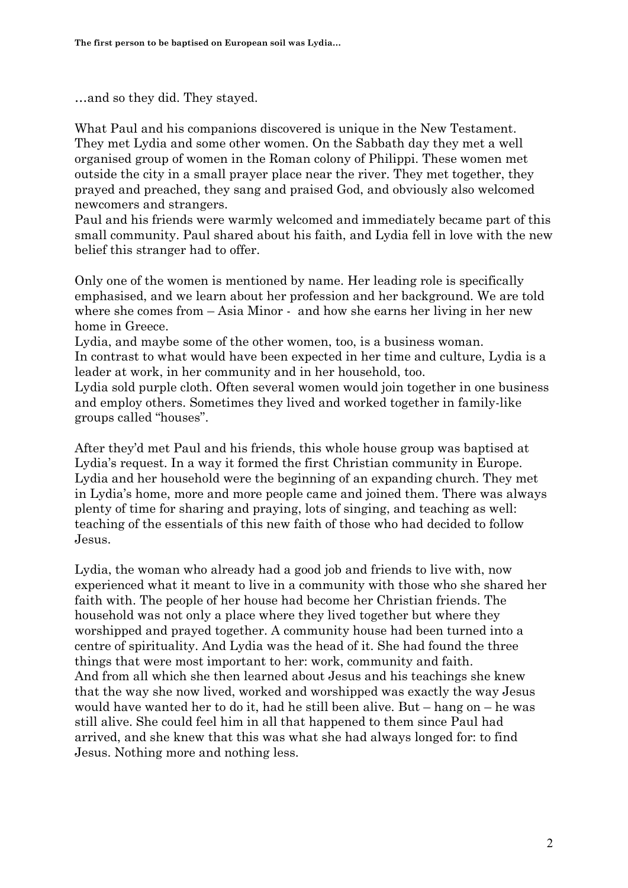…and so they did. They stayed.

What Paul and his companions discovered is unique in the New Testament. They met Lydia and some other women. On the Sabbath day they met a well organised group of women in the Roman colony of Philippi. These women met outside the city in a small prayer place near the river. They met together, they prayed and preached, they sang and praised God, and obviously also welcomed newcomers and strangers.
Paul and his friends were warmly welcomed and immediately became part of this small community. Paul shared about his faith, and Lydia fell in love with the new belief this stranger had to offer.

Only one of the women is mentioned by name. Her leading role is specifically emphasised, and we learn about her profession and her background. We are told where she comes from – Asia Minor - and how she earns her living in her new home in Greece.
Lydia, and maybe some of the other women, too, is a business woman.
In contrast to what would have been expected in her time and culture, Lydia is a leader at work, in her community and in her household, too.
Lydia sold purple cloth. Often several women would join together in one business and employ others. Sometimes they lived and worked together in family-like groups called "houses".

After they'd met Paul and his friends, this whole house group was baptised at Lydia's request. In a way it formed the first Christian community in Europe. Lydia and her household were the beginning of an expanding church. They met in Lydia's home, more and more people came and joined them. There was always plenty of time for sharing and praying, lots of singing, and teaching as well: teaching of the essentials of this new faith of those who had decided to follow Jesus.

Lydia, the woman who already had a good job and friends to live with, now experienced what it meant to live in a community with those who she shared her faith with. The people of her house had become her Christian friends. The household was not only a place where they lived together but where they worshipped and prayed together. A community house had been turned into a centre of spirituality. And Lydia was the head of it. She had found the three things that were most important to her: work, community and faith.
And from all which she then learned about Jesus and his teachings she knew that the way she now lived, worked and worshipped was exactly the way Jesus would have wanted her to do it, had he still been alive. But – hang on – he was still alive. She could feel him in all that happened to them since Paul had arrived, and she knew that this was what she had always longed for: to find Jesus. Nothing more and nothing less.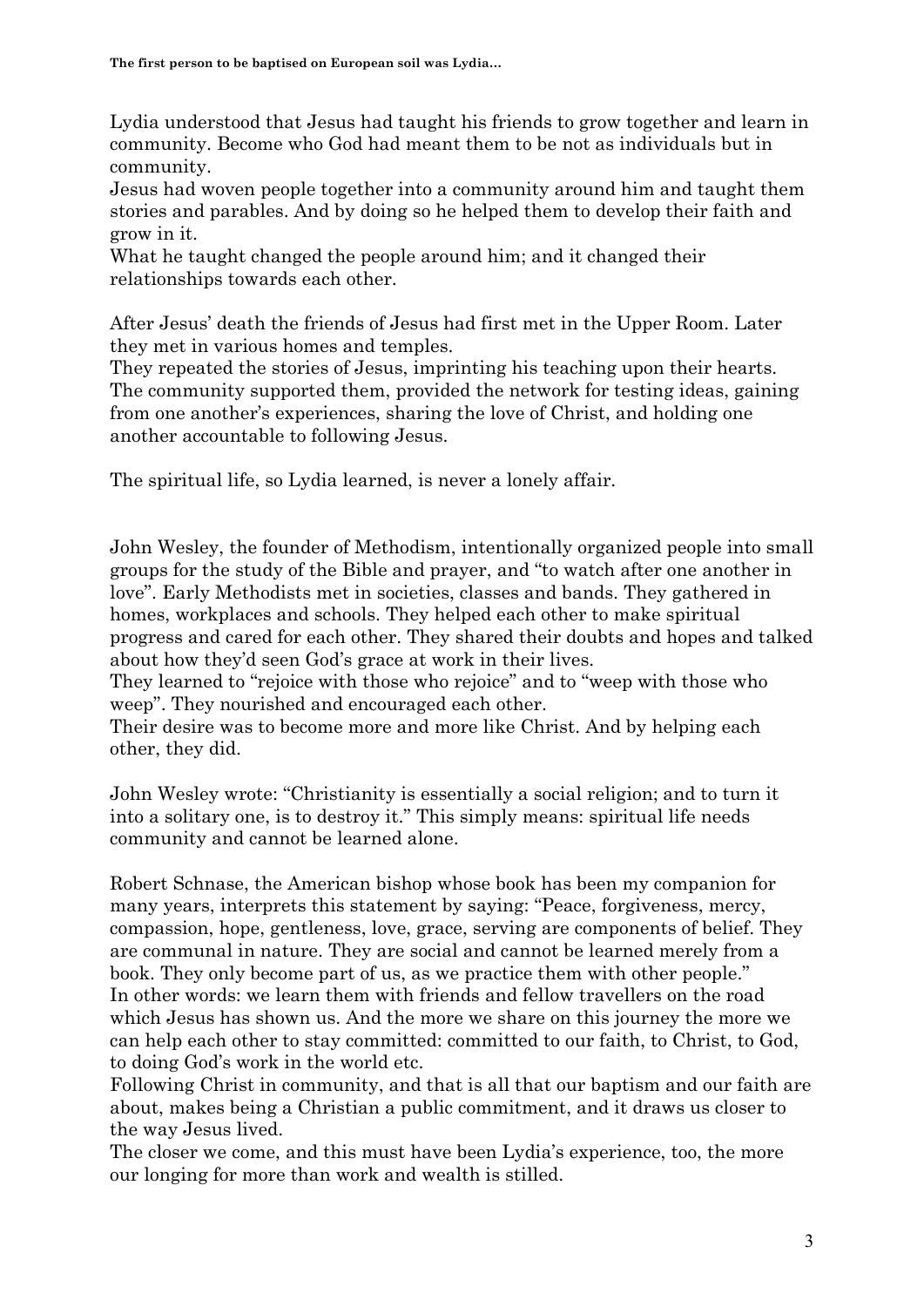Lydia understood that Jesus had taught his friends to grow together and learn in community. Become who God had meant them to be not as individuals but in community.
Jesus had woven people together into a community around him and taught them stories and parables. And by doing so he helped them to develop their faith and grow in it.
What he taught changed the people around him; and it changed their relationships towards each other.

After Jesus' death the friends of Jesus had first met in the Upper Room. Later they met in various homes and temples.
They repeated the stories of Jesus, imprinting his teaching upon their hearts. The community supported them, provided the network for testing ideas, gaining from one another's experiences, sharing the love of Christ, and holding one another accountable to following Jesus.

The spiritual life, so Lydia learned, is never a lonely affair.

John Wesley, the founder of Methodism, intentionally organized people into small groups for the study of the Bible and prayer, and "to watch after one another in love". Early Methodists met in societies, classes and bands. They gathered in homes, workplaces and schools. They helped each other to make spiritual progress and cared for each other. They shared their doubts and hopes and talked about how they'd seen God's grace at work in their lives.
They learned to "rejoice with those who rejoice" and to "weep with those who weep". They nourished and encouraged each other.
Their desire was to become more and more like Christ. And by helping each other, they did.

John Wesley wrote: "Christianity is essentially a social religion; and to turn it into a solitary one, is to destroy it." This simply means: spiritual life needs community and cannot be learned alone.

Robert Schnase, the American bishop whose book has been my companion for many years, interprets this statement by saying: "Peace, forgiveness, mercy, compassion, hope, gentleness, love, grace, serving are components of belief. They are communal in nature. They are social and cannot be learned merely from a book. They only become part of us, as we practice them with other people."
In other words: we learn them with friends and fellow travellers on the road which Jesus has shown us. And the more we share on this journey the more we can help each other to stay committed: committed to our faith, to Christ, to God, to doing God's work in the world etc.
Following Christ in community, and that is all that our baptism and our faith are about, makes being a Christian a public commitment, and it draws us closer to the way Jesus lived.
The closer we come, and this must have been Lydia's experience, too, the more our longing for more than work and wealth is stilled.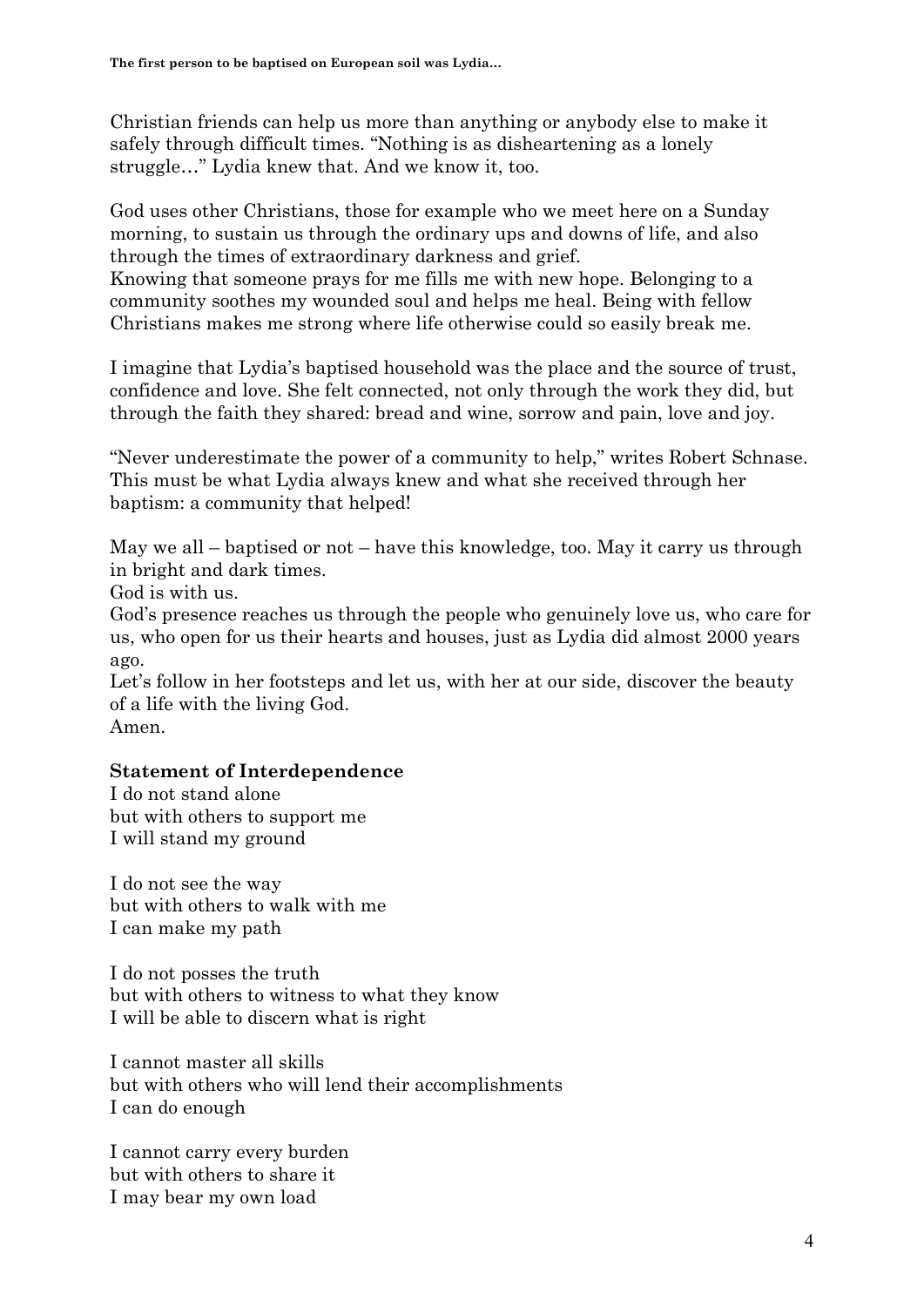Christian friends can help us more than anything or anybody else to make it safely through difficult times. "Nothing is as disheartening as a lonely struggle…" Lydia knew that. And we know it, too.

God uses other Christians, those for example who we meet here on a Sunday morning, to sustain us through the ordinary ups and downs of life, and also through the times of extraordinary darkness and grief.
Knowing that someone prays for me fills me with new hope. Belonging to a community soothes my wounded soul and helps me heal. Being with fellow Christians makes me strong where life otherwise could so easily break me.

I imagine that Lydia's baptised household was the place and the source of trust, confidence and love. She felt connected, not only through the work they did, but through the faith they shared: bread and wine, sorrow and pain, love and joy.

"Never underestimate the power of a community to help," writes Robert Schnase. This must be what Lydia always knew and what she received through her baptism: a community that helped!

May we all – baptised or not – have this knowledge, too. May it carry us through in bright and dark times.
God is with us.
God's presence reaches us through the people who genuinely love us, who care for us, who open for us their hearts and houses, just as Lydia did almost 2000 years ago.
Let's follow in her footsteps and let us, with her at our side, discover the beauty of a life with the living God.
Amen.

**Statement of Interdependence**

I do not stand alone
but with others to support me
I will stand my ground

I do not see the way
but with others to walk with me
I can make my path

I do not posses the truth
but with others to witness to what they know
I will be able to discern what is right

I cannot master all skills
but with others who will lend their accomplishments
I can do enough

I cannot carry every burden
but with others to share it
I may bear my own load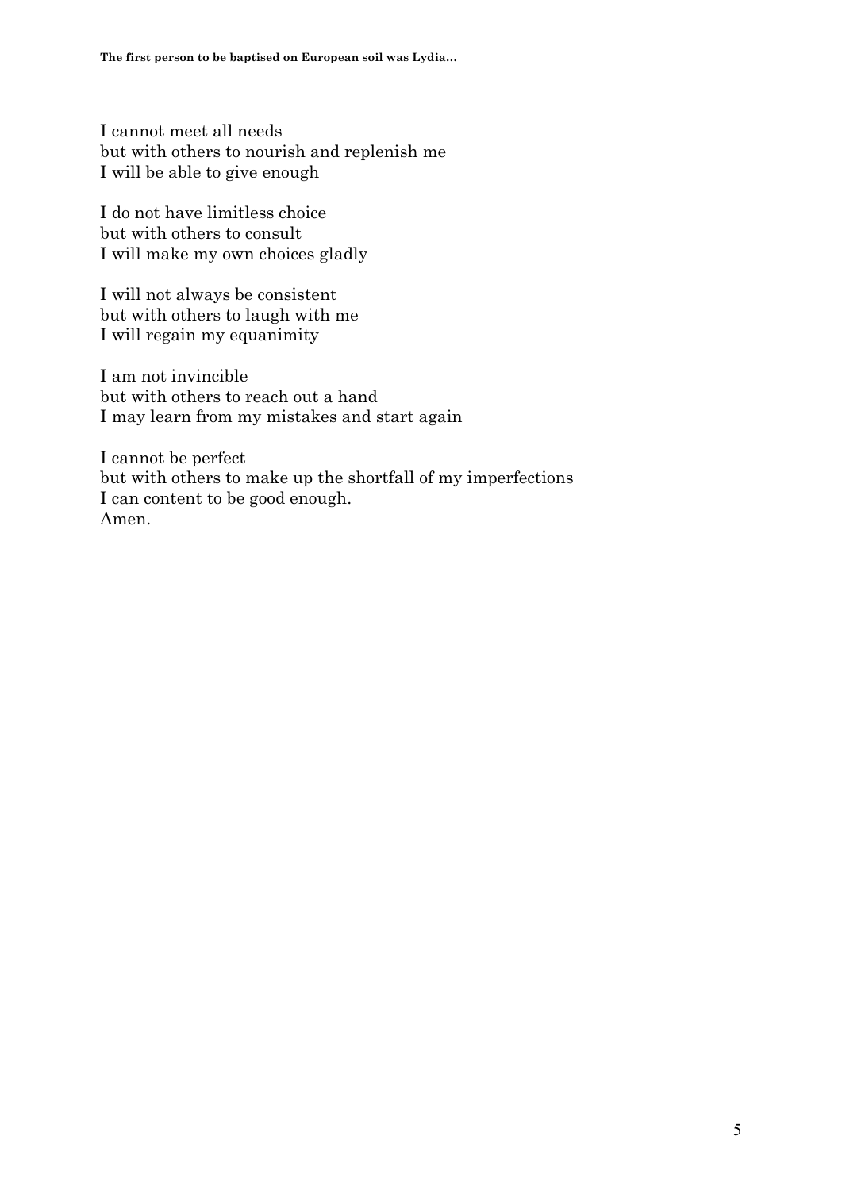I cannot meet all needs
but with others to nourish and replenish me
I will be able to give enough

I do not have limitless choice
but with others to consult
I will make my own choices gladly

I will not always be consistent
but with others to laugh with me
I will regain my equanimity

I am not invincible
but with others to reach out a hand
I may learn from my mistakes and start again

I cannot be perfect
but with others to make up the shortfall of my imperfections
I can content to be good enough.
Amen.